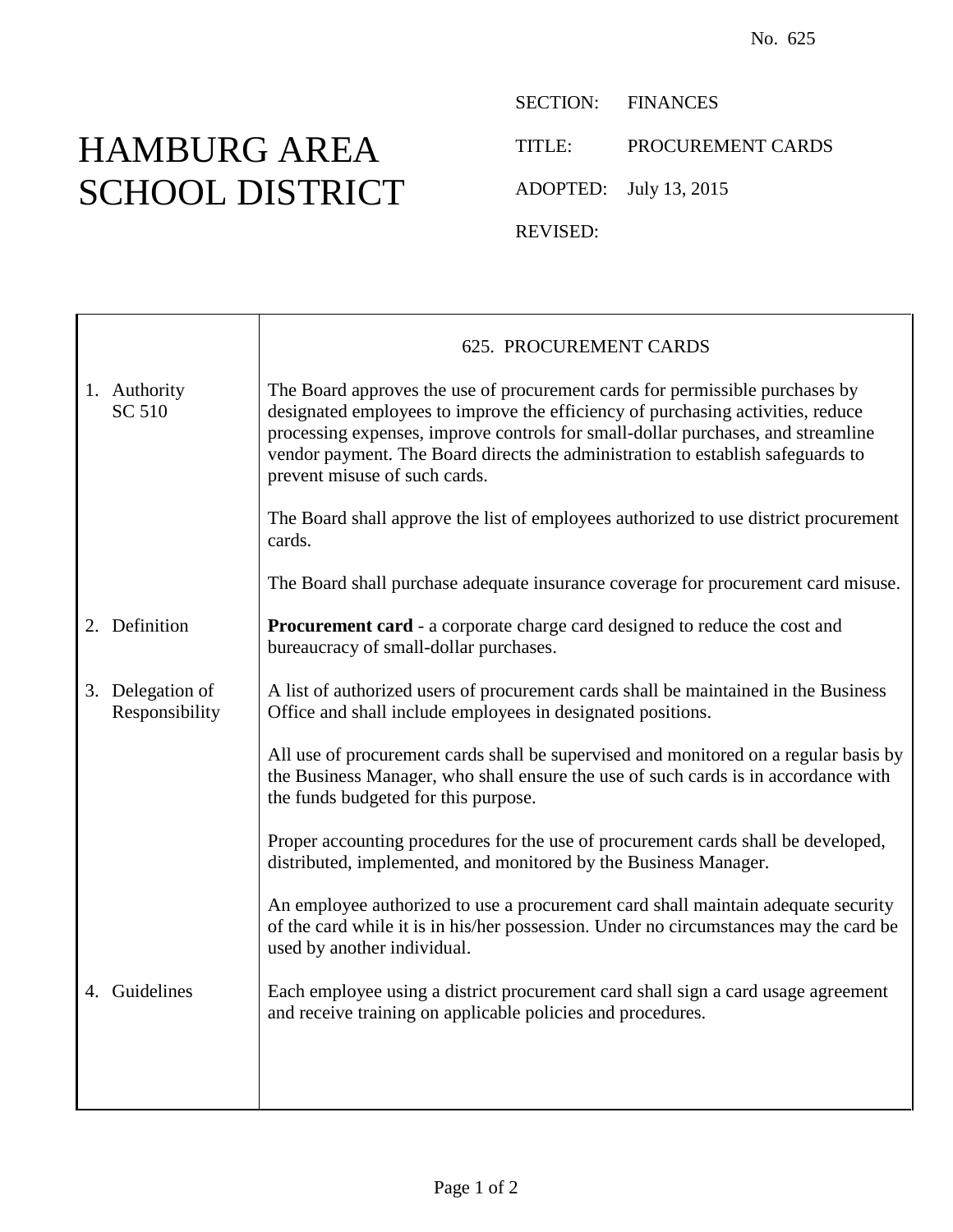No. 625

# HAMBURG AREA SCHOOL DISTRICT

SECTION: FINANCES

TITLE: PROCUREMENT CARDS

ADOPTED: July 13, 2015

REVISED:

## 625. PROCUREMENT CARDS

**1. Authority**
SC 510

The Board approves the use of procurement cards for permissible purchases by designated employees to improve the efficiency of purchasing activities, reduce processing expenses, improve controls for small-dollar purchases, and streamline vendor payment. The Board directs the administration to establish safeguards to prevent misuse of such cards.

The Board shall approve the list of employees authorized to use district procurement cards.

The Board shall purchase adequate insurance coverage for procurement card misuse.

**2. Definition**

**Procurement card** - a corporate charge card designed to reduce the cost and bureaucracy of small-dollar purchases.

**3. Delegation of Responsibility**

A list of authorized users of procurement cards shall be maintained in the Business Office and shall include employees in designated positions.

All use of procurement cards shall be supervised and monitored on a regular basis by the Business Manager, who shall ensure the use of such cards is in accordance with the funds budgeted for this purpose.

Proper accounting procedures for the use of procurement cards shall be developed, distributed, implemented, and monitored by the Business Manager.

An employee authorized to use a procurement card shall maintain adequate security of the card while it is in his/her possession. Under no circumstances may the card be used by another individual.

**4. Guidelines**

Each employee using a district procurement card shall sign a card usage agreement and receive training on applicable policies and procedures.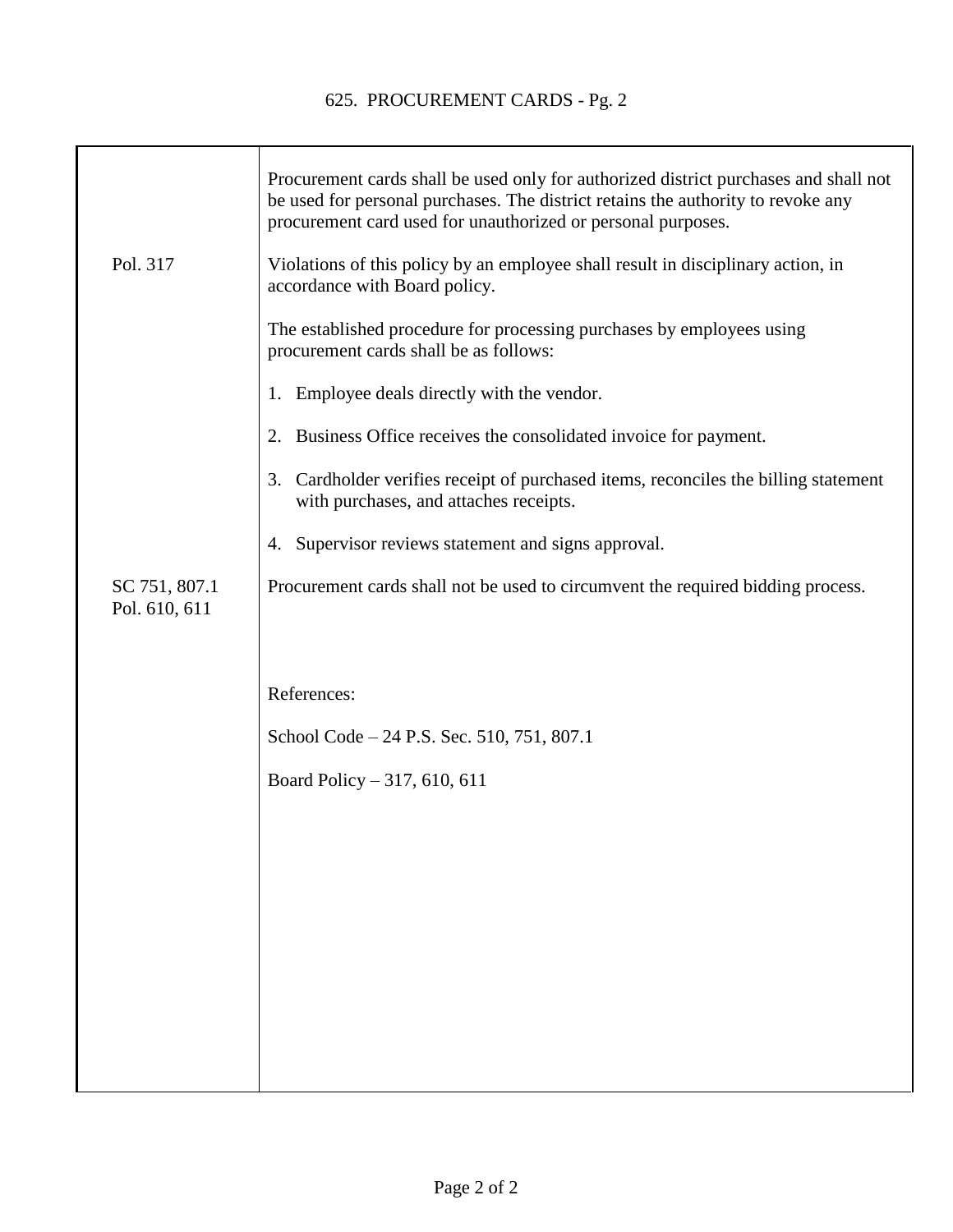Procurement cards shall be used only for authorized district purchases and shall not be used for personal purchases. The district retains the authority to revoke any procurement card used for unauthorized or personal purposes.

Pol. 317

Violations of this policy by an employee shall result in disciplinary action, in accordance with Board policy.

The established procedure for processing purchases by employees using procurement cards shall be as follows:

1. Employee deals directly with the vendor.
2. Business Office receives the consolidated invoice for payment.
3. Cardholder verifies receipt of purchased items, reconciles the billing statement with purchases, and attaches receipts.
4. Supervisor reviews statement and signs approval.

SC 751, 807.1
Pol. 610, 611

Procurement cards shall not be used to circumvent the required bidding process.

References:

School Code – 24 P.S. Sec. 510, 751, 807.1

Board Policy – 317, 610, 611